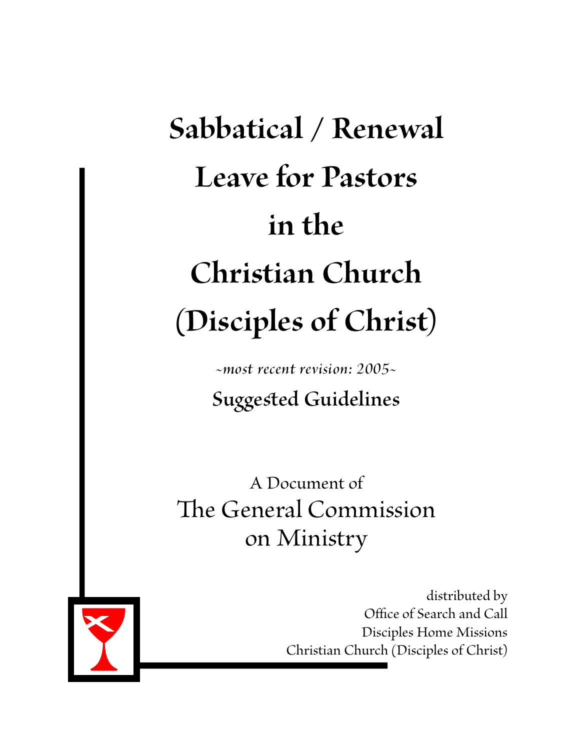# Sabbatical / Renewal Leave for Pastors in the Christian Church (Disciples of Christ)

*~most recent revision: 2005~*

## Suggested Guidelines

A Document of

The General Commission on Ministry

distributed by
Office of Search and Call
Disciples Home Missions
Christian Church (Disciples of Christ)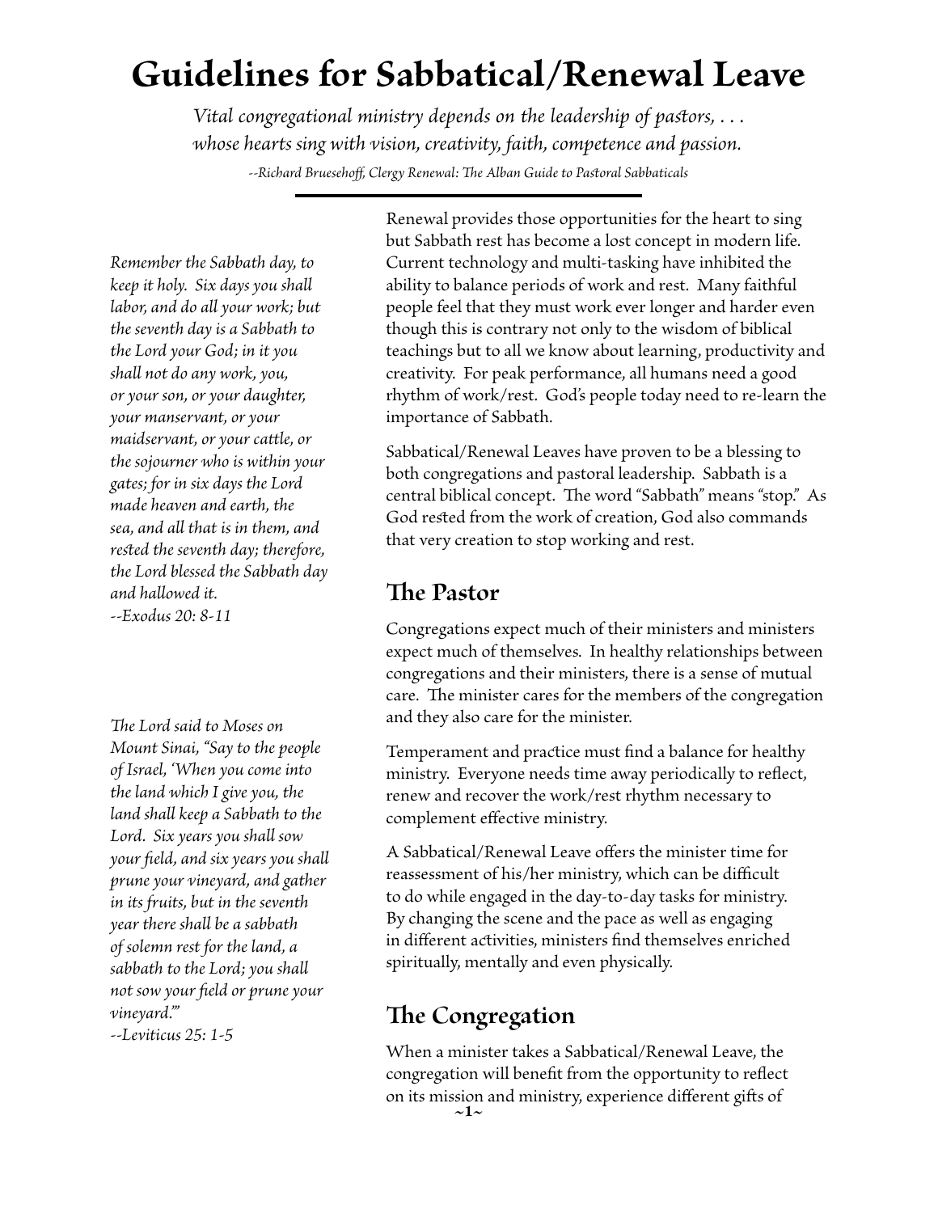# Guidelines for Sabbatical/Renewal Leave

*Vital congregational ministry depends on the leadership of pastors, . . .*
*whose hearts sing with vision, creativity, faith, competence and passion.*

*--Richard Bruesehoff, Clergy Renewal: The Alban Guide to Pastoral Sabbaticals*

---

*Remember the Sabbath day, to keep it holy. Six days you shall labor, and do all your work; but the seventh day is a Sabbath to the Lord your God; in it you shall not do any work, you, or your son, or your daughter, your manservant, or your maidservant, or your cattle, or the sojourner who is within your gates; for in six days the Lord made heaven and earth, the sea, and all that is in them, and rested the seventh day; therefore, the Lord blessed the Sabbath day and hallowed it.*
*--Exodus 20: 8-11*

*The Lord said to Moses on Mount Sinai, "Say to the people of Israel, 'When you come into the land which I give you, the land shall keep a Sabbath to the Lord. Six years you shall sow your field, and six years you shall prune your vineyard, and gather in its fruits, but in the seventh year there shall be a sabbath of solemn rest for the land, a sabbath to the Lord; you shall not sow your field or prune your vineyard.'"*
*--Leviticus 25: 1-5*

Renewal provides those opportunities for the heart to sing but Sabbath rest has become a lost concept in modern life. Current technology and multi-tasking have inhibited the ability to balance periods of work and rest. Many faithful people feel that they must work ever longer and harder even though this is contrary not only to the wisdom of biblical teachings but to all we know about learning, productivity and creativity. For peak performance, all humans need a good rhythm of work/rest. God's people today need to re-learn the importance of Sabbath.

Sabbatical/Renewal Leaves have proven to be a blessing to both congregations and pastoral leadership. Sabbath is a central biblical concept. The word "Sabbath" means "stop." As God rested from the work of creation, God also commands that very creation to stop working and rest.

## The Pastor

Congregations expect much of their ministers and ministers expect much of themselves. In healthy relationships between congregations and their ministers, there is a sense of mutual care. The minister cares for the members of the congregation and they also care for the minister.

Temperament and practice must find a balance for healthy ministry. Everyone needs time away periodically to reflect, renew and recover the work/rest rhythm necessary to complement effective ministry.

A Sabbatical/Renewal Leave offers the minister time for reassessment of his/her ministry, which can be difficult to do while engaged in the day-to-day tasks for ministry. By changing the scene and the pace as well as engaging in different activities, ministers find themselves enriched spiritually, mentally and even physically.

## The Congregation

When a minister takes a Sabbatical/Renewal Leave, the congregation will benefit from the opportunity to reflect on its mission and ministry, experience different gifts of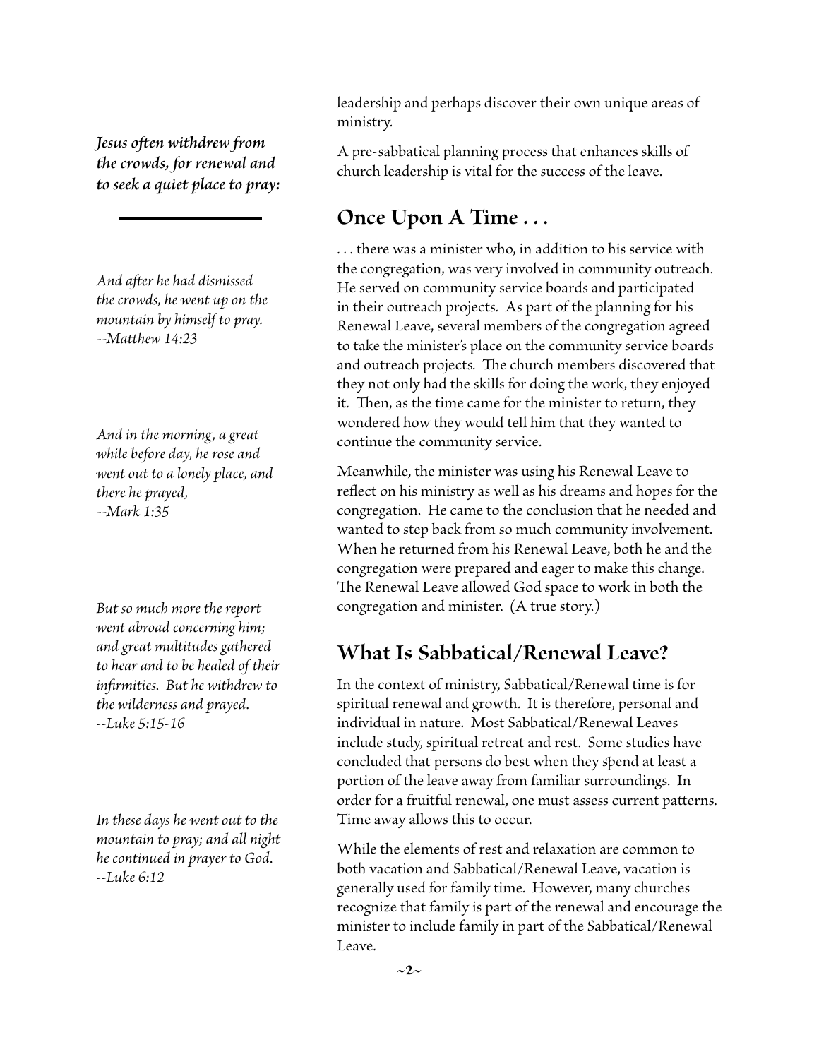*Jesus often withdrew from the crowds, for renewal and to seek a quiet place to pray:*

---

*And after he had dismissed the crowds, he went up on the mountain by himself to pray. --Matthew 14:23*

*And in the morning, a great while before day, he rose and went out to a lonely place, and there he prayed, --Mark 1:35*

*But so much more the report went abroad concerning him; and great multitudes gathered to hear and to be healed of their infirmities. But he withdrew to the wilderness and prayed. --Luke 5:15-16*

*In these days he went out to the mountain to pray; and all night he continued in prayer to God. --Luke 6:12*

leadership and perhaps discover their own unique areas of ministry.

A pre-sabbatical planning process that enhances skills of church leadership is vital for the success of the leave.

## Once Upon A Time . . .

. . . there was a minister who, in addition to his service with the congregation, was very involved in community outreach. He served on community service boards and participated in their outreach projects. As part of the planning for his Renewal Leave, several members of the congregation agreed to take the minister's place on the community service boards and outreach projects. The church members discovered that they not only had the skills for doing the work, they enjoyed it. Then, as the time came for the minister to return, they wondered how they would tell him that they wanted to continue the community service.

Meanwhile, the minister was using his Renewal Leave to reflect on his ministry as well as his dreams and hopes for the congregation. He came to the conclusion that he needed and wanted to step back from so much community involvement. When he returned from his Renewal Leave, both he and the congregation were prepared and eager to make this change. The Renewal Leave allowed God space to work in both the congregation and minister. (A true story.)

## What Is Sabbatical/Renewal Leave?

In the context of ministry, Sabbatical/Renewal time is for spiritual renewal and growth. It is therefore, personal and individual in nature. Most Sabbatical/Renewal Leaves include study, spiritual retreat and rest. Some studies have concluded that persons do best when they spend at least a portion of the leave away from familiar surroundings. In order for a fruitful renewal, one must assess current patterns. Time away allows this to occur.

While the elements of rest and relaxation are common to both vacation and Sabbatical/Renewal Leave, vacation is generally used for family time. However, many churches recognize that family is part of the renewal and encourage the minister to include family in part of the Sabbatical/Renewal Leave.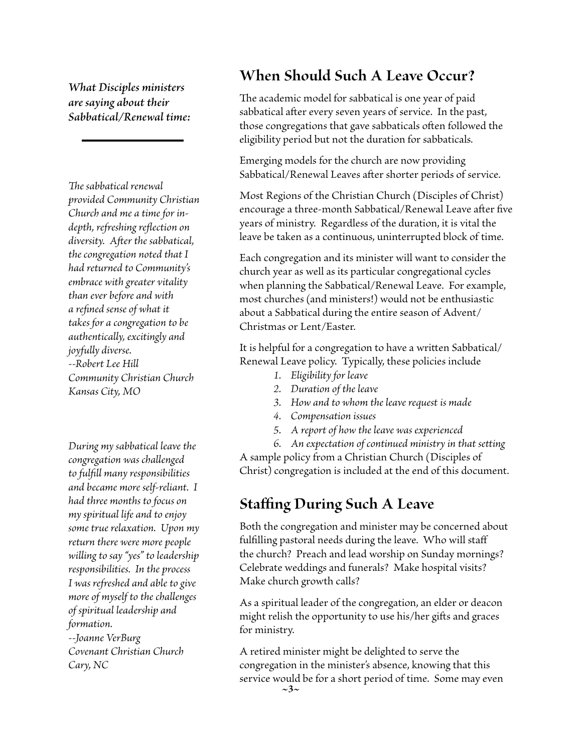*What Disciples ministers are saying about their Sabbatical/Renewal time:*

---

*The sabbatical renewal provided Community Christian Church and me a time for in-depth, refreshing reflection on diversity. After the sabbatical, the congregation noted that I had returned to Community's embrace with greater vitality than ever before and with a refined sense of what it takes for a congregation to be authentically, excitingly and joyfully diverse.*
*--Robert Lee Hill*
*Community Christian Church*
*Kansas City, MO*

*During my sabbatical leave the congregation was challenged to fulfill many responsibilities and became more self-reliant. I had three months to focus on my spiritual life and to enjoy some true relaxation. Upon my return there were more people willing to say "yes" to leadership responsibilities. In the process I was refreshed and able to give more of myself to the challenges of spiritual leadership and formation.*
*--Joanne VerBurg*
*Covenant Christian Church*
*Cary, NC*

## When Should Such A Leave Occur?

The academic model for sabbatical is one year of paid sabbatical after every seven years of service. In the past, those congregations that gave sabbaticals often followed the eligibility period but not the duration for sabbaticals.

Emerging models for the church are now providing Sabbatical/Renewal Leaves after shorter periods of service.

Most Regions of the Christian Church (Disciples of Christ) encourage a three-month Sabbatical/Renewal Leave after five years of ministry. Regardless of the duration, it is vital the leave be taken as a continuous, uninterrupted block of time.

Each congregation and its minister will want to consider the church year as well as its particular congregational cycles when planning the Sabbatical/Renewal Leave. For example, most churches (and ministers!) would not be enthusiastic about a Sabbatical during the entire season of Advent/Christmas or Lent/Easter.

It is helpful for a congregation to have a written Sabbatical/Renewal Leave policy. Typically, these policies include

1. *Eligibility for leave*
2. *Duration of the leave*
3. *How and to whom the leave request is made*
4. *Compensation issues*
5. *A report of how the leave was experienced*
6. *An expectation of continued ministry in that setting*

A sample policy from a Christian Church (Disciples of Christ) congregation is included at the end of this document.

## Staffing During Such A Leave

Both the congregation and minister may be concerned about fulfilling pastoral needs during the leave. Who will staff the church? Preach and lead worship on Sunday mornings? Celebrate weddings and funerals? Make hospital visits? Make church growth calls?

As a spiritual leader of the congregation, an elder or deacon might relish the opportunity to use his/her gifts and graces for ministry.

A retired minister might be delighted to serve the congregation in the minister's absence, knowing that this service would be for a short period of time. Some may even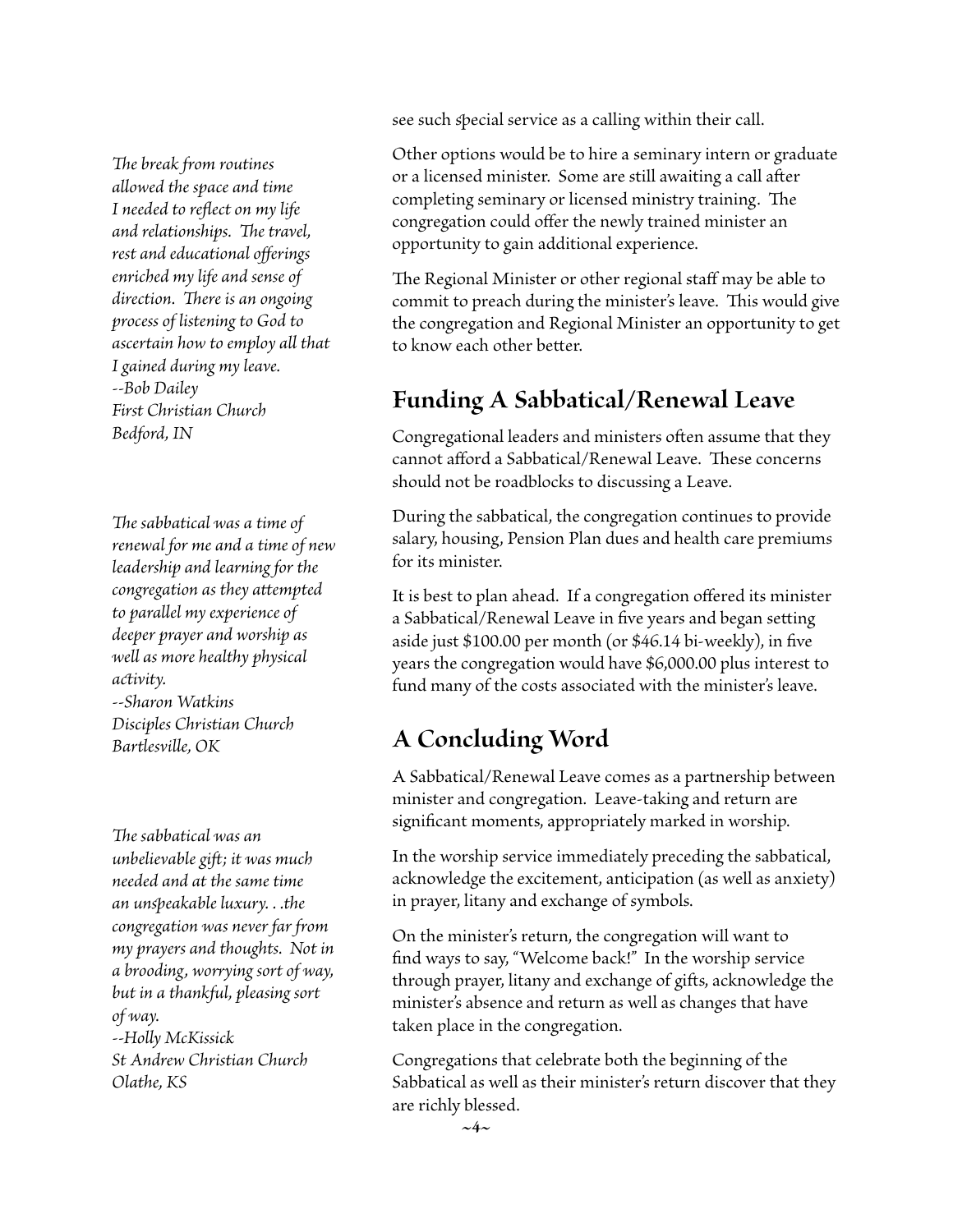see such special service as a calling within their call.

Other options would be to hire a seminary intern or graduate or a licensed minister. Some are still awaiting a call after completing seminary or licensed ministry training. The congregation could offer the newly trained minister an opportunity to gain additional experience.

The Regional Minister or other regional staff may be able to commit to preach during the minister's leave. This would give the congregation and Regional Minister an opportunity to get to know each other better.

*The break from routines allowed the space and time I needed to reflect on my life and relationships. The travel, rest and educational offerings enriched my life and sense of direction. There is an ongoing process of listening to God to ascertain how to employ all that I gained during my leave.*
*--Bob Dailey*
*First Christian Church*
*Bedford, IN*

## Funding A Sabbatical/Renewal Leave

Congregational leaders and ministers often assume that they cannot afford a Sabbatical/Renewal Leave. These concerns should not be roadblocks to discussing a Leave.

During the sabbatical, the congregation continues to provide salary, housing, Pension Plan dues and health care premiums for its minister.

It is best to plan ahead. If a congregation offered its minister a Sabbatical/Renewal Leave in five years and began setting aside just $100.00 per month (or $46.14 bi-weekly), in five years the congregation would have $6,000.00 plus interest to fund many of the costs associated with the minister's leave.

*The sabbatical was a time of renewal for me and a time of new leadership and learning for the congregation as they attempted to parallel my experience of deeper prayer and worship as well as more healthy physical activity.*
*--Sharon Watkins*
*Disciples Christian Church*
*Bartlesville, OK*

## A Concluding Word

A Sabbatical/Renewal Leave comes as a partnership between minister and congregation. Leave-taking and return are significant moments, appropriately marked in worship.

In the worship service immediately preceding the sabbatical, acknowledge the excitement, anticipation (as well as anxiety) in prayer, litany and exchange of symbols.

On the minister's return, the congregation will want to find ways to say, "Welcome back!" In the worship service through prayer, litany and exchange of gifts, acknowledge the minister's absence and return as well as changes that have taken place in the congregation.

Congregations that celebrate both the beginning of the Sabbatical as well as their minister's return discover that they are richly blessed.

*The sabbatical was an unbelievable gift; it was much needed and at the same time an unspeakable luxury. . .the congregation was never far from my prayers and thoughts. Not in a brooding, worrying sort of way, but in a thankful, pleasing sort of way.*
*--Holly McKissick*
*St Andrew Christian Church*
*Olathe, KS*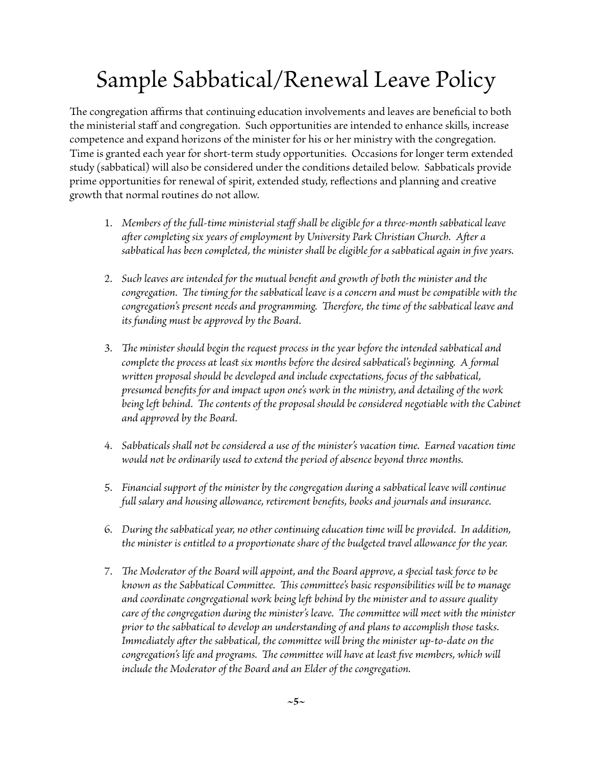# Sample Sabbatical/Renewal Leave Policy

The congregation affirms that continuing education involvements and leaves are beneficial to both the ministerial staff and congregation. Such opportunities are intended to enhance skills, increase competence and expand horizons of the minister for his or her ministry with the congregation. Time is granted each year for short-term study opportunities. Occasions for longer term extended study (sabbatical) will also be considered under the conditions detailed below. Sabbaticals provide prime opportunities for renewal of spirit, extended study, reflections and planning and creative growth that normal routines do not allow.

1. *Members of the full-time ministerial staff shall be eligible for a three-month sabbatical leave after completing six years of employment by University Park Christian Church. After a sabbatical has been completed, the minister shall be eligible for a sabbatical again in five years.*

2. *Such leaves are intended for the mutual benefit and growth of both the minister and the congregation. The timing for the sabbatical leave is a concern and must be compatible with the congregation's present needs and programming. Therefore, the time of the sabbatical leave and its funding must be approved by the Board.*

3. *The minister should begin the request process in the year before the intended sabbatical and complete the process at least six months before the desired sabbatical's beginning. A formal written proposal should be developed and include expectations, focus of the sabbatical, presumed benefits for and impact upon one's work in the ministry, and detailing of the work being left behind. The contents of the proposal should be considered negotiable with the Cabinet and approved by the Board.*

4. *Sabbaticals shall not be considered a use of the minister's vacation time. Earned vacation time would not be ordinarily used to extend the period of absence beyond three months.*

5. *Financial support of the minister by the congregation during a sabbatical leave will continue full salary and housing allowance, retirement benefits, books and journals and insurance.*

6. *During the sabbatical year, no other continuing education time will be provided. In addition, the minister is entitled to a proportionate share of the budgeted travel allowance for the year.*

7. *The Moderator of the Board will appoint, and the Board approve, a special task force to be known as the Sabbatical Committee. This committee's basic responsibilities will be to manage and coordinate congregational work being left behind by the minister and to assure quality care of the congregation during the minister's leave. The committee will meet with the minister prior to the sabbatical to develop an understanding of and plans to accomplish those tasks. Immediately after the sabbatical, the committee will bring the minister up-to-date on the congregation's life and programs. The committee will have at least five members, which will include the Moderator of the Board and an Elder of the congregation.*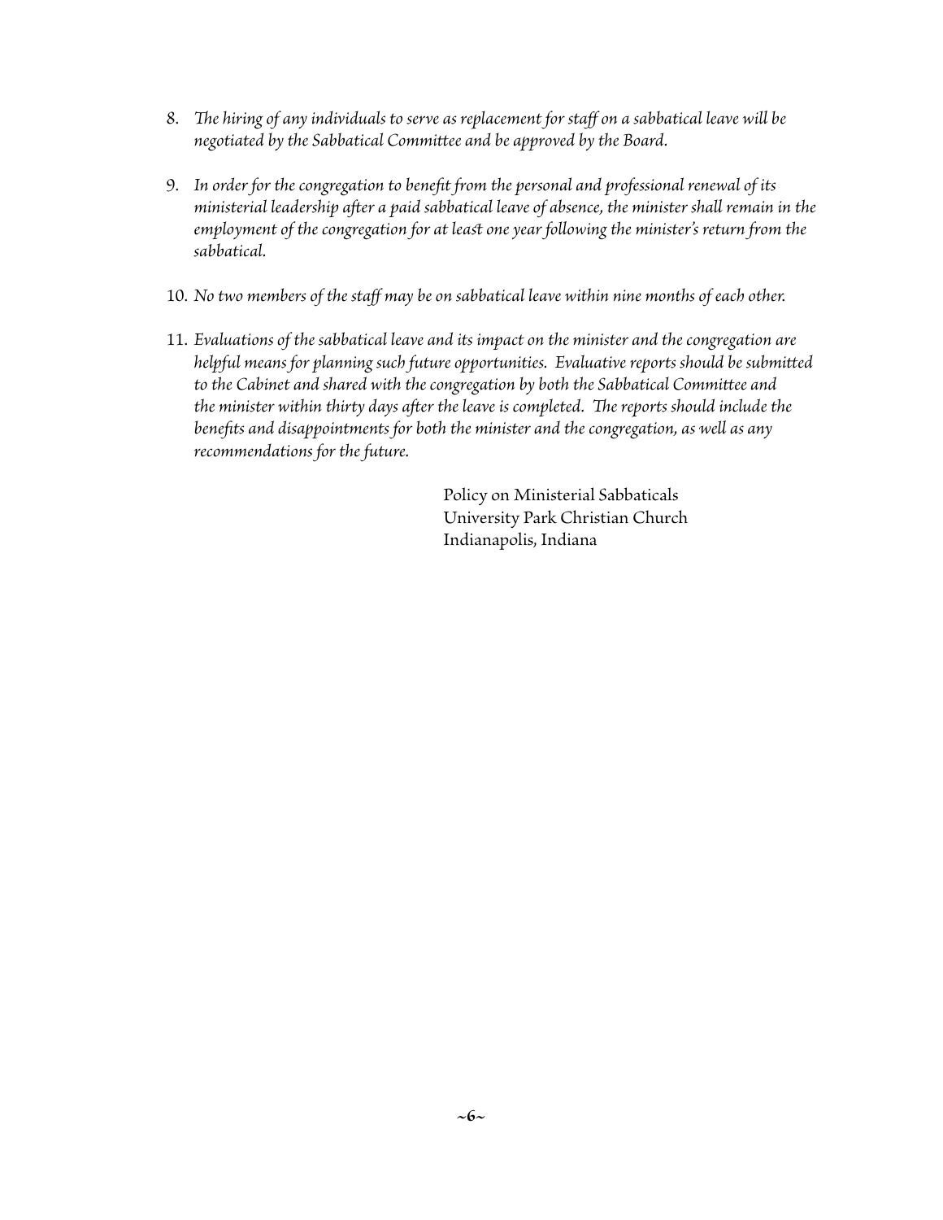8. *The hiring of any individuals to serve as replacement for staff on a sabbatical leave will be negotiated by the Sabbatical Committee and be approved by the Board.*

9. *In order for the congregation to benefit from the personal and professional renewal of its ministerial leadership after a paid sabbatical leave of absence, the minister shall remain in the employment of the congregation for at least one year following the minister's return from the sabbatical.*

10. *No two members of the staff may be on sabbatical leave within nine months of each other.*

11. *Evaluations of the sabbatical leave and its impact on the minister and the congregation are helpful means for planning such future opportunities. Evaluative reports should be submitted to the Cabinet and shared with the congregation by both the Sabbatical Committee and the minister within thirty days after the leave is completed. The reports should include the benefits and disappointments for both the minister and the congregation, as well as any recommendations for the future.*

Policy on Ministerial Sabbaticals
University Park Christian Church
Indianapolis, Indiana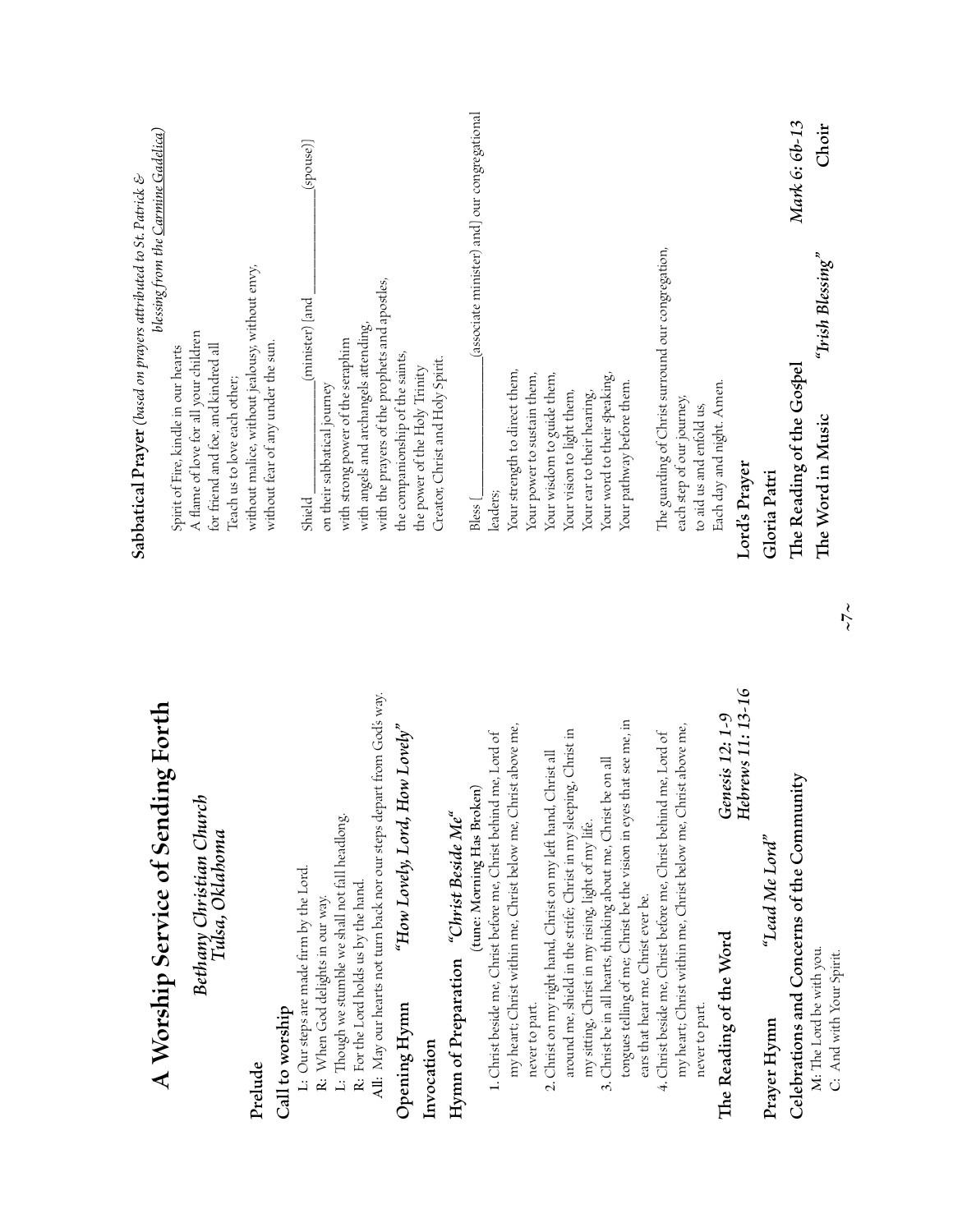# A Worship Service of Sending Forth

***Bethany Christian Church***
***Tulsa, Oklahoma***

**Prelude**

**Call to worship**

L: Our steps are made firm by the Lord.
R: When God delights in our way.
L: Though we stumble we shall not fall headlong,
R: For the Lord holds us by the hand.
All: May our hearts not turn back nor our steps depart from God's way.

**Opening Hymn** *"How Lovely, Lord, How Lovely"*

**Invocation**

**Hymn of Preparation** *"Christ Beside Me"*
(tune: Morning Has Broken)

1. Christ beside me, Christ before me, Christ behind me, Lord of my heart; Christ within me, Christ below me, Christ above me, never to part.
2. Christ on my right hand, Christ on my left hand, Christ all around me, shield in the strife; Christ in my sleeping, Christ in my sitting, Christ in my rising, light of my life.
3. Christ be in all hearts, thinking about me, Christ be on all tongues telling of me; Christ be the vision in eyes that see me, in ears that hear me, Christ ever be.
4. Christ beside me, Christ before me, Christ behind me, Lord of my heart; Christ within me, Christ below me, Christ above me, never to part.

**The Reading of the Word** *Genesis 12: 1-9*
*Hebrews 11: 13-16*

**Prayer Hymn** *"Lead Me Lord"*

**Celebrations and Concerns of the Community**

M: The Lord be with you.
C: And with Your Spirit.

**Sabbatical Prayer** *(based on prayers attributed to St. Patrick & blessing from the Carmine Gadelica)*

Spirit of Fire, kindle in our hearts
A flame of love for all your children
for friend and foe, and kindred all
Teach us to love each other;
without malice, without jealousy, without envy,
without fear of any under the sun.

Shield ______________ (minister) [and ______________ (spouse)]
on their sabbatical journey
with strong power of the seraphim
with angels and archangels attending,
with the prayers of the prophets and apostles,
the companionship of the saints,
the power of the Holy Trinity
Creator, Christ and Holy Spirit.

Bless [______________ (associate minister) and] our congregational leaders;
Your strength to direct them,
Your power to sustain them,
Your wisdom to guide them,
Your vision to light them,
Your ear to their hearing,
Your word to their speaking,
Your pathway before them.

The guarding of Christ surround our congregation,
each step of our journey,
to aid us and enfold us,
Each day and night. Amen.

**Lord's Prayer**

**Gloria Patri**

**The Reading of the Gospel** *Mark 6: 6b-13*

**The Word in Music** *"Irish Blessing"* **Choir**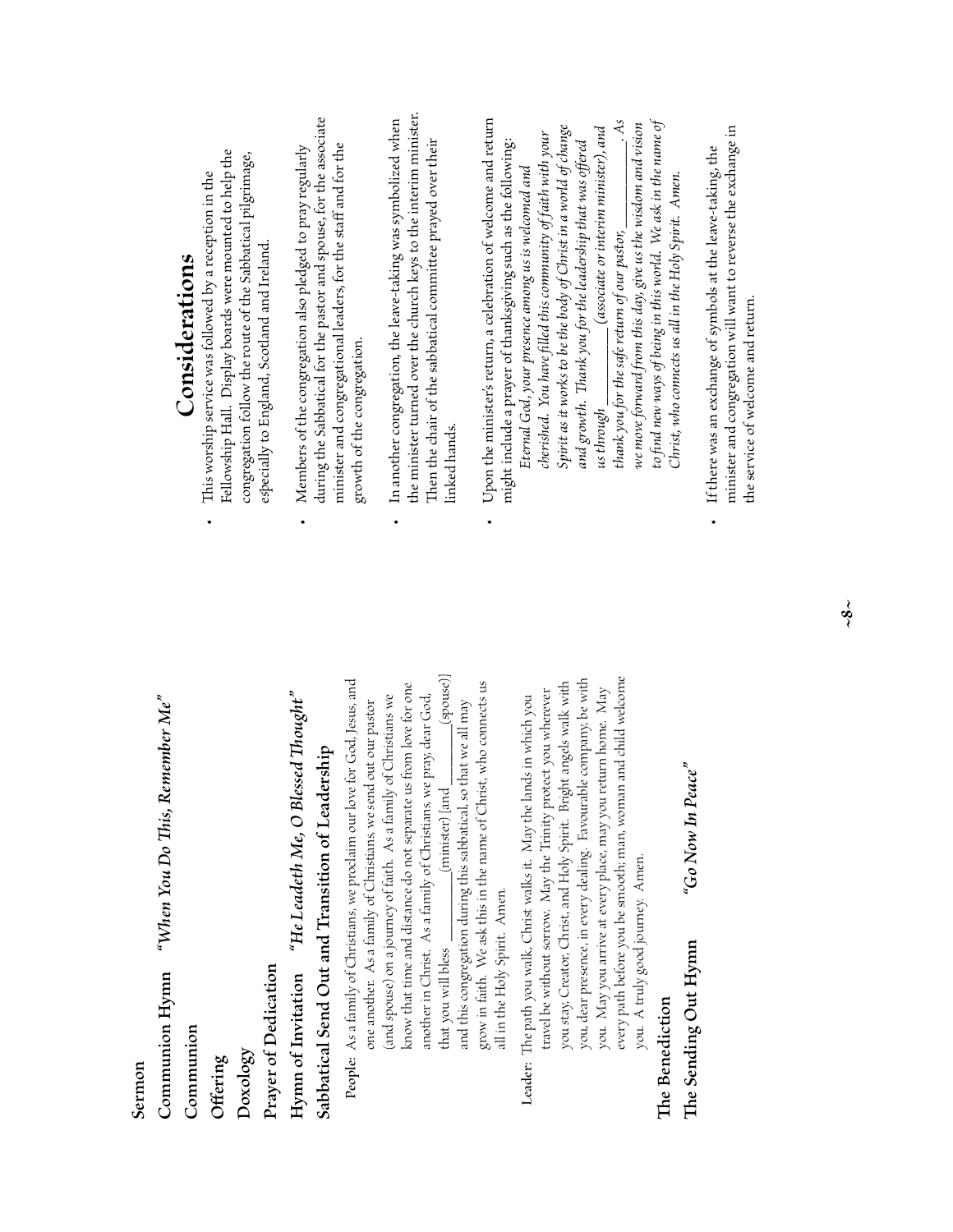**Sermon**

**Communion Hymn** *"When You Do This, Remember Me"*

**Communion**

**Offering**

**Doxology**

**Prayer of Dedication**

**Hymn of Invitation** *"He Leadeth Me, O Blessed Thought"*

**Sabbatical Send Out and Transition of Leadership**

People: As a family of Christians, we proclaim our love for God, Jesus, and one another. As a family of Christians, we send out our pastor (and spouse) on a journey of faith. As a family of Christians we know that time and distance do not separate us from love for one another in Christ. As a family of Christians, we pray, dear God, that you will bless \_\_\_\_\_\_\_\_\_\_(minister) [and \_\_\_\_\_\_\_\_\_\_(spouse)] and this congregation during this sabbatical, so that we all may grow in faith. We ask this in the name of Christ, who connects us all in the Holy Spirit. Amen.

Leader: The path you walk, Christ walks it. May the lands in which you travel be without sorrow. May the Trinity protect you wherever you stay, Creator, Christ, and Holy Spirit. Bright angels walk with you, dear presence, in every dealing. Favourable company, be with you. May you arrive at every place, may you return home. May every path before you be smooth; man, woman and child welcome you. A truly good journey. Amen.

**The Benediction**

**The Sending Out Hymn** *"Go Now In Peace"*

# Considerations

- This worship service was followed by a reception in the Fellowship Hall. Display boards were mounted to help the congregation follow the route of the Sabbatical pilgrimage, especially to England, Scotland and Ireland.
- Members of the congregation also pledged to pray regularly during the Sabbatical for the pastor and spouse, for the associate minister and congregational leaders, for the staff and for the growth of the congregation.
- In another congregation, the leave-taking was symbolized when the minister turned over the church keys to the interim minister. Then the chair of the sabbatical committee prayed over their linked hands.
- Upon the minister's return, a celebration of welcome and return might include a prayer of thanksgiving such as the following:

  *Eternal God, your presence among us is welcomed and cherished. You have filled this community of faith with your Spirit as it works to be the body of Christ in a world of change and growth. Thank you for the leadership that was offered us through \_\_\_\_\_\_\_\_\_\_(associate or interim minister), and thank you for the safe return of our pastor, \_\_\_\_\_\_\_\_\_\_. As we move forward from this day, give us the wisdom and vision to find new ways of being in this world. We ask in the name of Christ, who connects us all in the Holy Spirit. Amen.*

- If there was an exchange of symbols at the leave-taking, the minister and congregation will want to reverse the exchange in the service of welcome and return.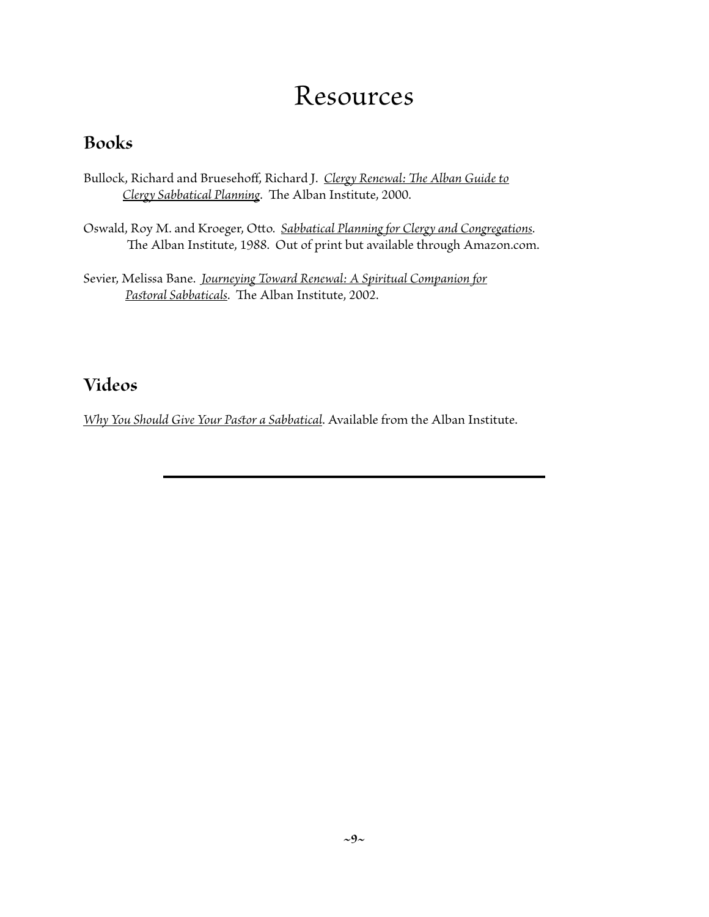# Resources

## Books

Bullock, Richard and Bruesehoff, Richard J. *Clergy Renewal: The Alban Guide to Clergy Sabbatical Planning*. The Alban Institute, 2000.

Oswald, Roy M. and Kroeger, Otto. *Sabbatical Planning for Clergy and Congregations*. The Alban Institute, 1988. Out of print but available through Amazon.com.

Sevier, Melissa Bane. *Journeying Toward Renewal: A Spiritual Companion for Pastoral Sabbaticals*. The Alban Institute, 2002.

## Videos

*Why You Should Give Your Pastor a Sabbatical*. Available from the Alban Institute.

---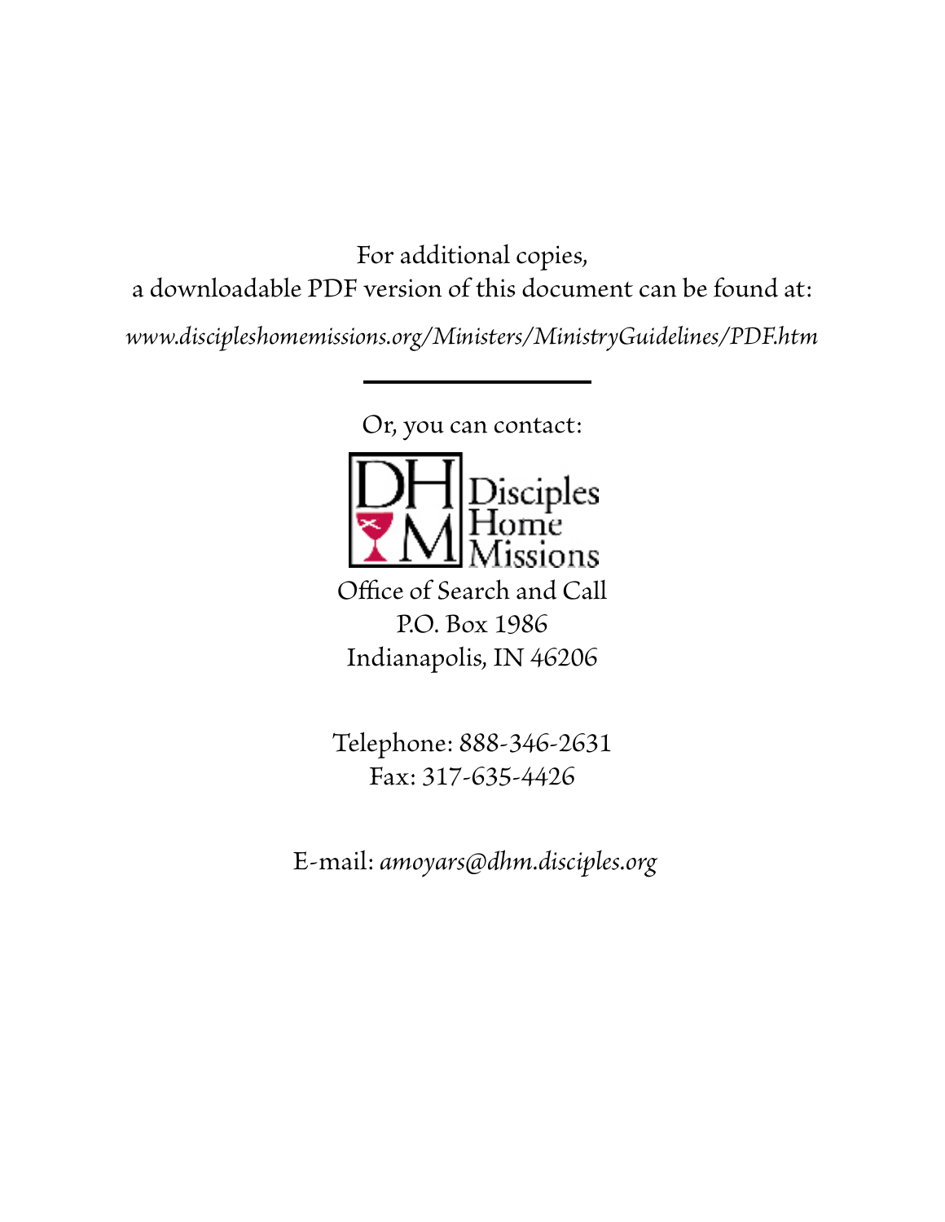For additional copies,
a downloadable PDF version of this document can be found at:

*www.discipleshomemissions.org/Ministers/MinistryGuidelines/PDF.htm*

---

Or, you can contact:

DHM Disciples Home Missions

Office of Search and Call
P.O. Box 1986
Indianapolis, IN 46206

Telephone: 888-346-2631
Fax: 317-635-4426

E-mail: *amoyars@dhm.disciples.org*